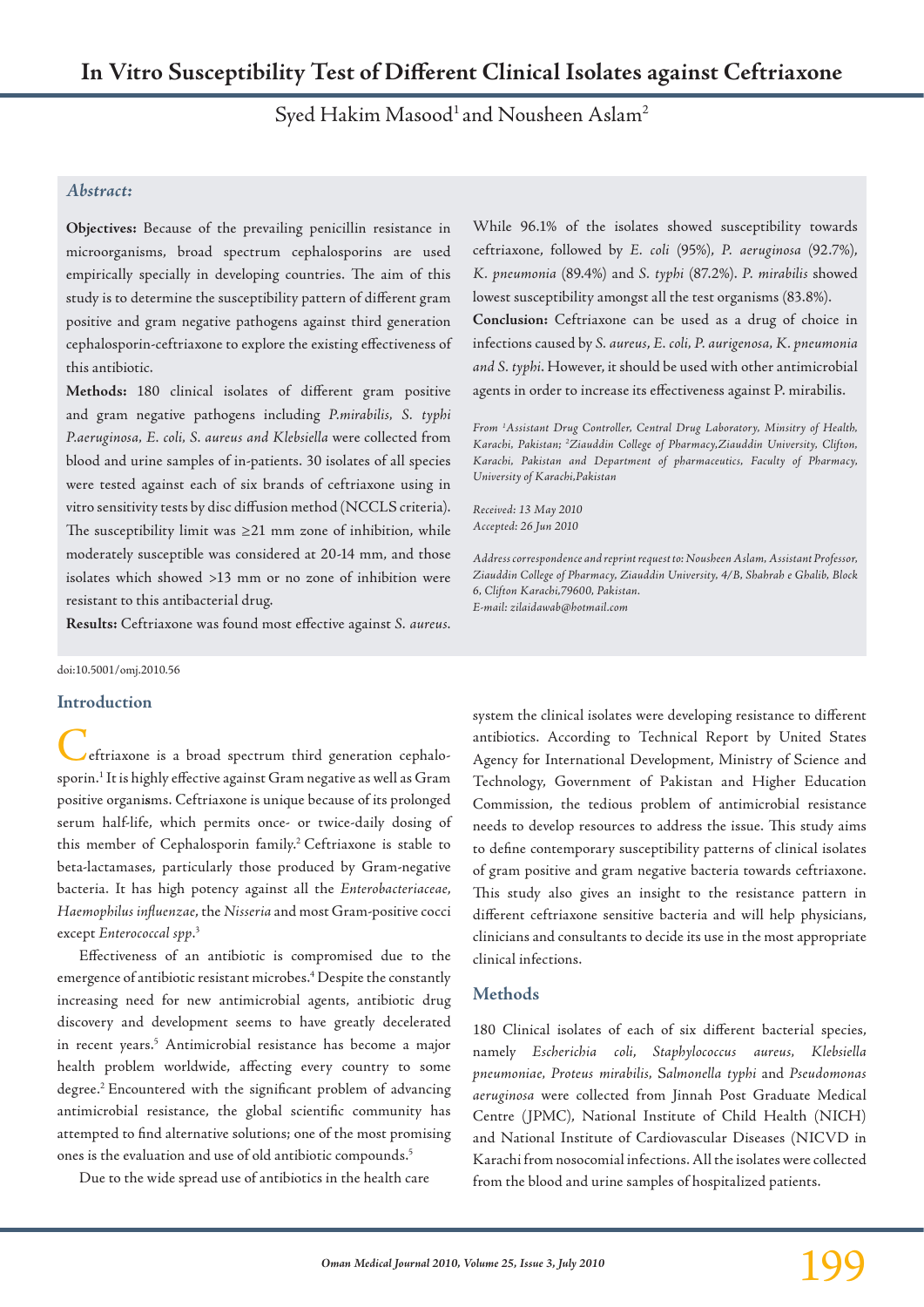# In Vitro Susceptibility Test of Different Clinical Isolates against Ceftriaxone

Syed Hakim Masood[1] and Nousheen Aslam[2]

### *Abstract:*

**Objectives:** Because of the prevailing penicillin resistance in microorganisms, broad spectrum cephalosporins are used empirically specially in developing countries. The aim of this study is to determine the susceptibility pattern of different gram positive and gram negative pathogens against third generation cephalosporin-ceftriaxone to explore the existing effectiveness of this antibiotic.

**Methods:** 180 clinical isolates of different gram positive and gram negative pathogens including *P.mirabilis, S. typhi P.aeruginosa, E. coli, S. aureus and Klebsiella* were collected from blood and urine samples of in-patients. 30 isolates of all species were tested against each of six brands of ceftriaxone using in vitro sensitivity tests by disc diffusion method (NCCLS criteria). The susceptibility limit was ≥21 mm zone of inhibition, while moderately susceptible was considered at 20-14 mm, and those isolates which showed >13 mm or no zone of inhibition were resistant to this antibacterial drug.

**Results:** Ceftriaxone was found most effective against *S. aureus*. While 96.1% of the isolates showed susceptibility towards ceftriaxone, followed by *E. coli* (95%), *P. aeruginosa* (92.7%), *K. pneumonia* (89.4%) and *S. typhi* (87.2%). *P. mirabilis* showed lowest susceptibility amongst all the test organisms (83.8%).

**Conclusion:** Ceftriaxone can be used as a drug of choice in infections caused by *S. aureus, E. coli, P. aurigenosa, K. pneumonia and S. typhi*. However, it should be used with other antimicrobial agents in order to increase its effectiveness against P. mirabilis.

*From [1]Assistant Drug Controller, Central Drug Laboratory, Minsitry of Health, Karachi, Pakistan; [2]Ziauddin College of Pharmacy,Ziauddin University, Clifton, Karachi, Pakistan and Department of pharmaceutics, Faculty of Pharmacy, University of Karachi,Pakistan*

*Received: 13 May 2010*
*Accepted: 26 Jun 2010*

*Address correspondence and reprint request to: Nousheen Aslam, Assistant Professor, Ziauddin College of Pharmacy, Ziauddin University, 4/B, Shahrah e Ghalib, Block 6, Clifton Karachi,79600, Pakistan.*
*E-mail: zilaidawab@hotmail.com*

doi:10.5001/omj.2010.56

## Introduction

Ceftriaxone is a broad spectrum third generation cephalosporin.[1] It is highly effective against Gram negative as well as Gram positive organisms. Ceftriaxone is unique because of its prolonged serum half-life, which permits once- or twice-daily dosing of this member of Cephalosporin family.[2] Ceftriaxone is stable to beta-lactamases, particularly those produced by Gram-negative bacteria. It has high potency against all the *Enterobacteriaceae, Haemophilus influenzae*, the *Nisseria* and most Gram-positive cocci except *Enterococcal spp*.[3]

Effectiveness of an antibiotic is compromised due to the emergence of antibiotic resistant microbes.[4] Despite the constantly increasing need for new antimicrobial agents, antibiotic drug discovery and development seems to have greatly decelerated in recent years.[5] Antimicrobial resistance has become a major health problem worldwide, affecting every country to some degree.[2] Encountered with the significant problem of advancing antimicrobial resistance, the global scientific community has attempted to find alternative solutions; one of the most promising ones is the evaluation and use of old antibiotic compounds.[5]

Due to the wide spread use of antibiotics in the health care system the clinical isolates were developing resistance to different antibiotics. According to Technical Report by United States Agency for International Development, Ministry of Science and Technology, Government of Pakistan and Higher Education Commission, the tedious problem of antimicrobial resistance needs to develop resources to address the issue. This study aims to define contemporary susceptibility patterns of clinical isolates of gram positive and gram negative bacteria towards ceftriaxone. This study also gives an insight to the resistance pattern in different ceftriaxone sensitive bacteria and will help physicians, clinicians and consultants to decide its use in the most appropriate clinical infections.

## Methods

180 Clinical isolates of each of six different bacterial species, namely *Escherichia coli, Staphylococcus aureus, Klebsiella pneumoniae, Proteus mirabilis, Salmonella typhi* and *Pseudomonas aeruginosa* were collected from Jinnah Post Graduate Medical Centre (JPMC), National Institute of Child Health (NICH) and National Institute of Cardiovascular Diseases (NICVD in Karachi from nosocomial infections. All the isolates were collected from the blood and urine samples of hospitalized patients.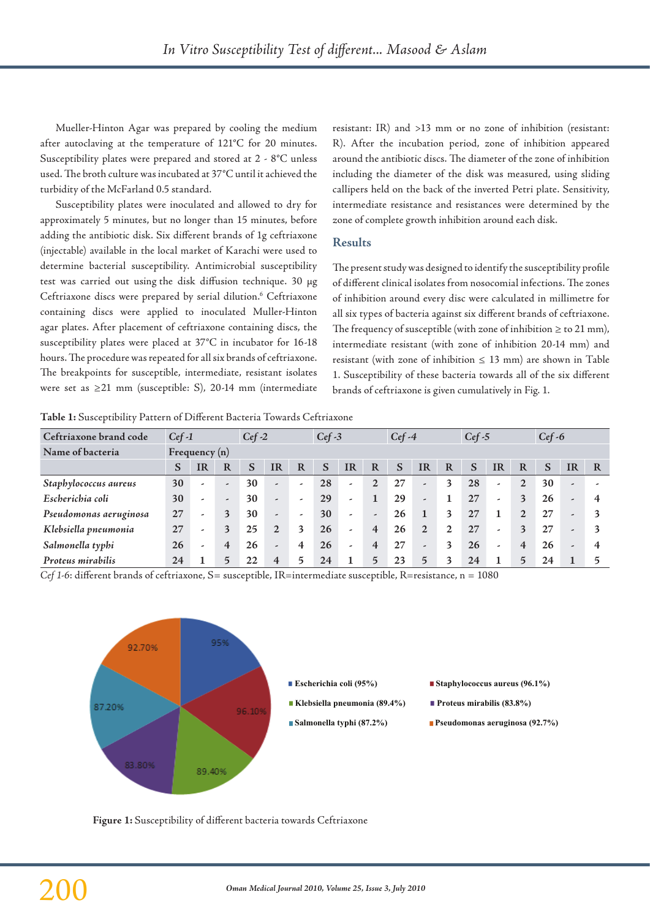Mueller-Hinton Agar was prepared by cooling the medium after autoclaving at the temperature of 121°C for 20 minutes. Susceptibility plates were prepared and stored at 2 - 8°C unless used. The broth culture was incubated at 37°C until it achieved the turbidity of the McFarland 0.5 standard.

Susceptibility plates were inoculated and allowed to dry for approximately 5 minutes, but no longer than 15 minutes, before adding the antibiotic disk. Six different brands of 1g ceftriaxone (injectable) available in the local market of Karachi were used to determine bacterial susceptibility. Antimicrobial susceptibility test was carried out using the disk diffusion technique. 30 µg Ceftriaxone discs were prepared by serial dilution.[6] Ceftriaxone containing discs were applied to inoculated Muller-Hinton agar plates. After placement of ceftriaxone containing discs, the susceptibility plates were placed at 37°C in incubator for 16-18 hours. The procedure was repeated for all six brands of ceftriaxone. The breakpoints for susceptible, intermediate, resistant isolates were set as ≥21 mm (susceptible: S), 20-14 mm (intermediate resistant: IR) and >13 mm or no zone of inhibition (resistant: R). After the incubation period, zone of inhibition appeared around the antibiotic discs. The diameter of the zone of inhibition including the diameter of the disk was measured, using sliding callipers held on the back of the inverted Petri plate. Sensitivity, intermediate resistance and resistances were determined by the zone of complete growth inhibition around each disk.

## Results

The present study was designed to identify the susceptibility profile of different clinical isolates from nosocomial infections. The zones of inhibition around every disc were calculated in millimetre for all six types of bacteria against six different brands of ceftriaxone. The frequency of susceptible (with zone of inhibition ≥ to 21 mm), intermediate resistant (with zone of inhibition 20-14 mm) and resistant (with zone of inhibition ≤ 13 mm) are shown in Table 1. Susceptibility of these bacteria towards all of the six different brands of ceftriaxone is given cumulatively in Fig. 1.

**Table 1:** Susceptibility Pattern of Different Bacteria Towards Ceftriaxone

| Ceftriaxone brand code | *Cef -1* | | | *Cef -2* | | | *Cef -3* | | | *Cef -4* | | | *Cef -5* | | | *Cef -6* | | |
|---|---|---|---|---|---|---|---|---|---|---|---|---|---|---|---|---|---|---|
| Name of bacteria | Frequency (n) | | | | | | | | | | | | | | | | | |
| | S | IR | R | S | IR | R | S | IR | R | S | IR | R | S | IR | R | S | IR | R |
| *Staphylococcus aureus* | 30 | - | - | 30 | - | - | 28 | - | 2 | 27 | - | 3 | 28 | - | 2 | 30 | - | - |
| *Escherichia coli* | 30 | - | - | 30 | - | - | 29 | - | 1 | 29 | - | 1 | 27 | - | 3 | 26 | - | 4 |
| *Pseudomonas aeruginosa* | 27 | - | 3 | 30 | - | - | 30 | - | - | 26 | 1 | 3 | 27 | 1 | 2 | 27 | - | 3 |
| *Klebsiella pneumonia* | 27 | - | 3 | 25 | 2 | 3 | 26 | - | 4 | 26 | 2 | 2 | 27 | - | 3 | 27 | - | 3 |
| *Salmonella typhi* | 26 | - | 4 | 26 | - | 4 | 26 | - | 4 | 27 | - | 3 | 26 | - | 4 | 26 | - | 4 |
| *Proteus mirabilis* | 24 | 1 | 5 | 22 | 4 | 5 | 24 | 1 | 5 | 23 | 5 | 3 | 24 | 1 | 5 | 24 | 1 | 5 |

*Cef 1-6*: different brands of ceftriaxone, S= susceptible, IR=intermediate susceptible, R=resistance, n = 1080

Escherichia coli (95%); Staphylococcus aureus (96.1%); Klebsiella pneumonia (89.4%); Proteus mirabilis (83.8%); Salmonella typhi (87.2%); Pseudomonas aeruginosa (92.7%)

**Figure 1:** Susceptibility of different bacteria towards Ceftriaxone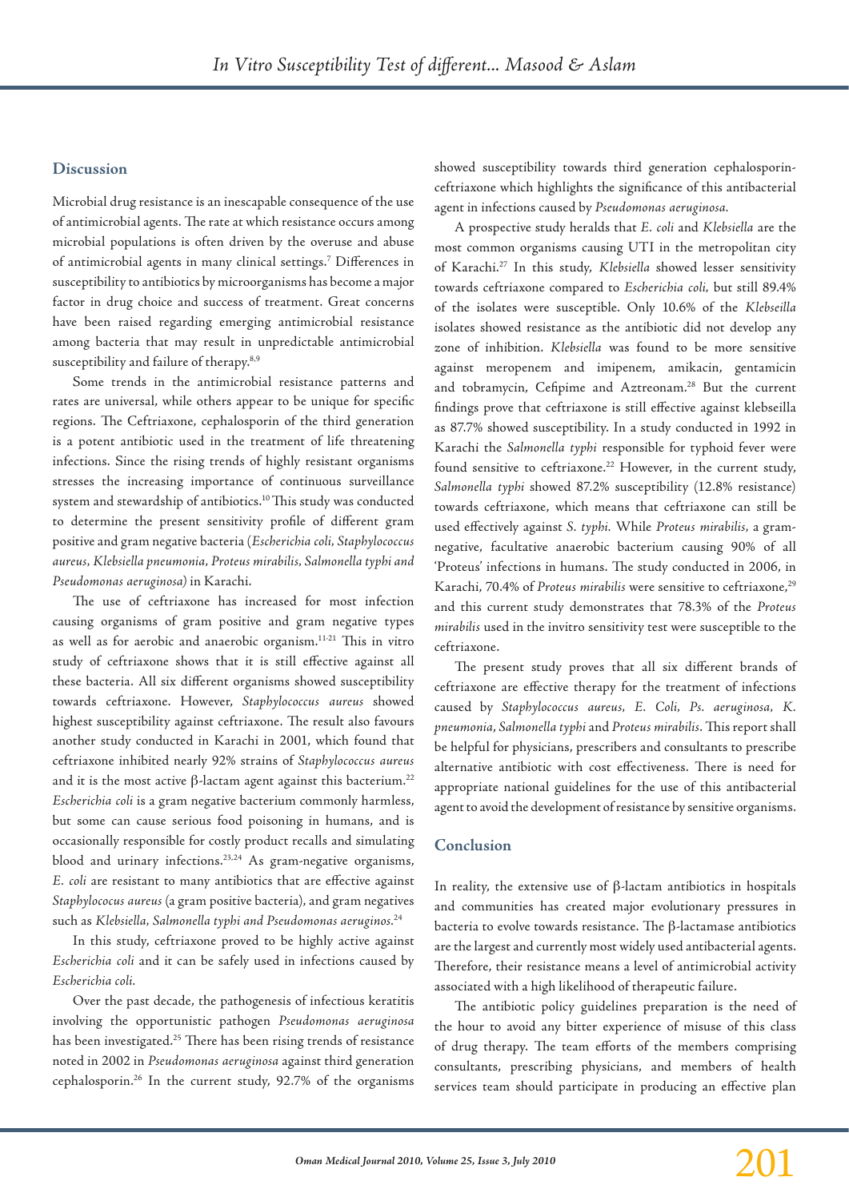## Discussion

Microbial drug resistance is an inescapable consequence of the use of antimicrobial agents. The rate at which resistance occurs among microbial populations is often driven by the overuse and abuse of antimicrobial agents in many clinical settings.[7] Differences in susceptibility to antibiotics by microorganisms has become a major factor in drug choice and success of treatment. Great concerns have been raised regarding emerging antimicrobial resistance among bacteria that may result in unpredictable antimicrobial susceptibility and failure of therapy.[8,9]

Some trends in the antimicrobial resistance patterns and rates are universal, while others appear to be unique for specific regions. The Ceftriaxone, cephalosporin of the third generation is a potent antibiotic used in the treatment of life threatening infections. Since the rising trends of highly resistant organisms stresses the increasing importance of continuous surveillance system and stewardship of antibiotics.[10] This study was conducted to determine the present sensitivity profile of different gram positive and gram negative bacteria (*Escherichia coli*, *Staphylococcus aureus*, *Klebsiella pneumonia*, *Proteus mirabilis*, *Salmonella typhi and Pseudomonas aeruginosa)* in Karachi.

The use of ceftriaxone has increased for most infection causing organisms of gram positive and gram negative types as well as for aerobic and anaerobic organism.[11-21] This in vitro study of ceftriaxone shows that it is still effective against all these bacteria. All six different organisms showed susceptibility towards ceftriaxone. However, *Staphylococcus aureus* showed highest susceptibility against ceftriaxone. The result also favours another study conducted in Karachi in 2001, which found that ceftriaxone inhibited nearly 92% strains of *Staphylococcus aureus* and it is the most active β-lactam agent against this bacterium.[22] *Escherichia coli* is a gram negative bacterium commonly harmless, but some can cause serious food poisoning in humans, and is occasionally responsible for costly product recalls and simulating blood and urinary infections.[23,24] As gram-negative organisms, *E. coli* are resistant to many antibiotics that are effective against *Staphylococus aureus* (a gram positive bacteria), and gram negatives such as *Klebsiella*, *Salmonella typhi and Pseudomonas aeruginos.*[24]

In this study, ceftriaxone proved to be highly active against *Escherichia coli* and it can be safely used in infections caused by *Escherichia coli*.

Over the past decade, the pathogenesis of infectious keratitis involving the opportunistic pathogen *Pseudomonas aeruginosa* has been investigated.[25] There has been rising trends of resistance noted in 2002 in *Pseudomonas aeruginosa* against third generation cephalosporin.[26] In the current study, 92.7% of the organisms showed susceptibility towards third generation cephalosporin-ceftriaxone which highlights the significance of this antibacterial agent in infections caused by *Pseudomonas aeruginosa.*

A prospective study heralds that *E. coli* and *Klebsiella* are the most common organisms causing UTI in the metropolitan city of Karachi.[27] In this study, *Klebsiella* showed lesser sensitivity towards ceftriaxone compared to *Escherichia coli*, but still 89.4% of the isolates were susceptible. Only 10.6% of the *Klebseilla* isolates showed resistance as the antibiotic did not develop any zone of inhibition. *Klebsiella* was found to be more sensitive against meropenem and imipenem, amikacin, gentamicin and tobramycin, Cefipime and Aztreonam.[28] But the current findings prove that ceftriaxone is still effective against klebseilla as 87.7% showed susceptibility. In a study conducted in 1992 in Karachi the *Salmonella typhi* responsible for typhoid fever were found sensitive to ceftriaxone.[22] However, in the current study, *Salmonella typhi* showed 87.2% susceptibility (12.8% resistance) towards ceftriaxone, which means that ceftriaxone can still be used effectively against *S. typhi.* While *Proteus mirabilis*, a gram-negative, facultative anaerobic bacterium causing 90% of all 'Proteus' infections in humans. The study conducted in 2006, in Karachi, 70.4% of *Proteus mirabilis* were sensitive to ceftriaxone,[29] and this current study demonstrates that 78.3% of the *Proteus mirabilis* used in the invitro sensitivity test were susceptible to the ceftriaxone.

The present study proves that all six different brands of ceftriaxone are effective therapy for the treatment of infections caused by *Staphylococcus aureus*, *E. Coli*, *Ps. aeruginosa*, *K. pneumonia*, *Salmonella typhi* and *Proteus mirabilis*. This report shall be helpful for physicians, prescribers and consultants to prescribe alternative antibiotic with cost effectiveness. There is need for appropriate national guidelines for the use of this antibacterial agent to avoid the development of resistance by sensitive organisms.

## Conclusion

In reality, the extensive use of β-lactam antibiotics in hospitals and communities has created major evolutionary pressures in bacteria to evolve towards resistance. The β-lactamase antibiotics are the largest and currently most widely used antibacterial agents. Therefore, their resistance means a level of antimicrobial activity associated with a high likelihood of therapeutic failure.

The antibiotic policy guidelines preparation is the need of the hour to avoid any bitter experience of misuse of this class of drug therapy. The team efforts of the members comprising consultants, prescribing physicians, and members of health services team should participate in producing an effective plan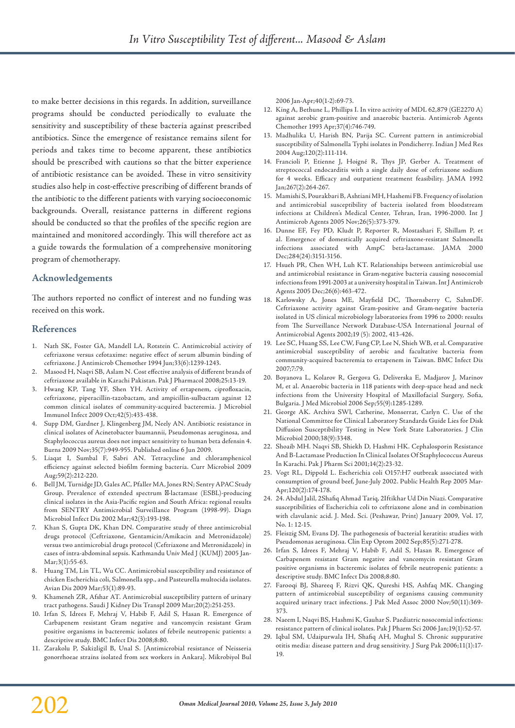to make better decisions in this regards. In addition, surveillance programs should be conducted periodically to evaluate the sensitivity and susceptibility of these bacteria against prescribed antibiotics. Since the emergence of resistance remains silent for periods and takes time to become apparent, these antibiotics should be prescribed with cautions so that the bitter experience of antibiotic resistance can be avoided. These in vitro sensitivity studies also help in cost-effective prescribing of different brands of the antibiotic to the different patients with varying socioeconomic backgrounds. Overall, resistance patterns in different regions should be conducted so that the profiles of the specific region are maintained and monitored accordingly. This will therefore act as a guide towards the formulation of a comprehensive monitoring program of chemotherapy.

## Acknowledgements

The authors reported no conflict of interest and no funding was received on this work.

## References

1. Nath SK, Foster GA, Mandell LA, Rotstein C. Antimicrobial activity of ceftriaxone versus cefotaxime: negative effect of serum albumin binding of ceftriaxone. J Antimicrob Chemother 1994 Jun;33(6):1239-1243.
2. Masood H, Naqvi SB, Aslam N. Cost effective analysis of different brands of ceftriaxone available in Karachi Pakistan. Pak J Pharmacol 2008;25:13-19.
3. Hwang KP, Tang YF, Shen YH. Activity of ertapenem, ciprofloxacin, ceftriaxone, piperacillin-tazobactam, and ampicillin-sulbactam against 12 common clinical isolates of community-acquired bacteremia. J Microbiol Immunol Infect 2009 Oct;42(5):433-438.
4. Supp DM, Gardner J, Klingenberg JM, Neely AN. Antibiotic resistance in clinical isolates of Acinetobacter baumannii, Pseudomonas aeruginosa, and Staphylococcus aureus does not impact sensitivity to human beta defensin 4. Burns 2009 Nov;35(7):949-955. Published online 6 Jun 2009.
5. Liaqat I, Sumbal F, Sabri AN. Tetracycline and chloramphenicol efficiency against selected biofilm forming bacteria. Curr Microbiol 2009 Aug;59(2):212-220.
6. Bell JM, Turnidge JD, Gales AC, Pfaller MA, Jones RN; Sentry APAC Study Group. Prevalence of extended spectrum β-lactamase (ESBL)-producing clinical isolates in the Asia-Pacific region and South Africa: regional results from SENTRY Antimicrobial Surveillance Program (1998-99). Diagn Microbiol Infect Dis 2002 Mar;42(3):193-198.
7. Khan S, Gupta DK, Khan DN. Comparative study of three antimicrobial drugs protocol (Ceftriaxone, Gentamicin/Amikacin and Metronidazole) versus two antimicrobial drugs protocol (Ceftriaxone and Metronidazole) in cases of intra-abdominal sepsis. Kathmandu Univ Med J (KUMJ) 2005 Jan-Mar;3(1):55-63.
8. Huang TM, Lin TL, Wu CC. Antimicrobial susceptibility and resistance of chicken Escherichia coli, Salmonella spp., and Pasteurella multocida isolates. Avian Dis 2009 Mar;53(1):89-93.
9. Khameneh ZR, Afshar AT. Antimicrobial susceptibility pattern of urinary tract pathogens. Saudi J Kidney Dis Transpl 2009 Mar;20(2):251-253.
10. Irfan S, Idrees F, Mehraj V, Habib F, Adil S, Hasan R. Emergence of Carbapenem resistant Gram negative and vancomycin resistant Gram positive organisms in bacteremic isolates of febrile neutropenic patients: a descriptive study. BMC Infect Dis 2008;8:80.
11. Zarakolu P, Sakizligil B, Unal S. [Antimicrobial resistance of Neisseria gonorrhoeae strains isolated from sex workers in Ankara]. Mikrobiyol Bul 2006 Jan-Apr;40(1-2):69-73.
12. King A, Bethune L, Phillips I. In vitro activity of MDL 62,879 (GE2270 A) against aerobic gram-positive and anaerobic bacteria. Antimicrob Agents Chemother 1993 Apr;37(4):746-749.
13. Madhulika U, Harish BN, Parija SC. Current pattern in antimicrobial susceptibility of Salmonella Typhi isolates in Pondicherry. Indian J Med Res 2004 Aug;120(2):111-114.
14. Francioli P, Etienne J, Hoigné R, Thys JP, Gerber A. Treatment of streptococcal endocarditis with a single daily dose of ceftriaxone sodium for 4 weeks. Efficacy and outpatient treatment feasibility. JAMA 1992 Jan;267(2):264-267.
15. Mamishi S, Pourakbari B, Ashtiani MH, Hashemi FB. Frequency of isolation and antimicrobial susceptibility of bacteria isolated from bloodstream infections at Children's Medical Center, Tehran, Iran, 1996-2000. Int J Antimicrob Agents 2005 Nov;26(5):373-379.
16. Dunne EF, Fey PD, Kludt P, Reporter R, Mostashari F, Shillam P, et al. Emergence of domestically acquired ceftriaxone-resistant Salmonella infections associated with AmpC beta-lactamase. JAMA 2000 Dec;284(24):3151-3156.
17. Hsueh PR, Chen WH, Luh KT. Relationships between antimicrobial use and antimicrobial resistance in Gram-negative bacteria causing nosocomial infections from 1991-2003 at a university hospital in Taiwan. Int J Antimicrob Agents 2005 Dec;26(6):463-472.
18. Karlowsky A, Jones ME, Mayfield DC, Thornsberry C, SahmDF. Ceftriaxone activity against Gram-positive and Gram-negative bacteria isolated in US clinical microbiology laboratories from 1996 to 2000: results from The Surveillance Network Database-USA International Journal of Antimicrobial Agents 2002;19 (5): 2002, 413-426.
19. Lee SC, Huang SS, Lee CW, Fung CP, Lee N, Shieh WB, et al. Comparative antimicrobial susceptibility of aerobic and facultative bacteria from community-acquired bacteremia to ertapenem in Taiwan. BMC Infect Dis 2007;7:79.
20. Boyanova L, Kolarov R, Gergova G, Deliverska E, Madjarov J, Marinov M, et al. Anaerobic bacteria in 118 patients with deep-space head and neck infections from the University Hospital of Maxillofacial Surgery, Sofia, Bulgaria. J Med Microbiol 2006 Sep;55(9):1285-1289.
21. George AK. Archiva SWl, Catherine, Monserrat, Carlyn C. Use of the National Committee for Clinical Laboratory Standards Guide Lies for Disk Diffusion Susceptibility Testing in New York State Laboratories. J Clin Microbiol 2000;38(9):3348.
22. Shoaib MH. Naqvi SB, Shiekh D, Hashmi HK. Cephalosporin Resistance And B-Lactamase Production In Clinical Isolates Of Staphylococcus Aureus In Karachi. Pak J Pharm Sci 2001;14(2):23-32.
23. Vogt RL, Dippold L. Escherichia coli O157:H7 outbreak associated with consumption of ground beef, June-July 2002. Public Health Rep 2005 Mar-Apr;120(2):174-178.
24. 24. Abdul Jalil, 2Shafiq Ahmad Tariq, 2Iftikhar Ud Din Niazi. Comparative susceptibilities of Escherichia coli to ceftriaxone alone and in combination with clavulanic acid. J. Med. Sci. (Peshawar, Print) January 2009, Vol. 17, No. 1: 12-15.
25. Fleiszig SM, Evans DJ. The pathogenesis of bacterial keratitis: studies with Pseudomonas aeruginosa. Clin Exp Optom 2002 Sep;85(5):271-278.
26. Irfan S, Idrees F, Mehraj V, Habib F, Adil S, Hasan R. Emergence of Carbapenem resistant Gram negative and vancomycin resistant Gram positive organisms in bacteremic isolates of febrile neutropenic patients: a descriptive study. BMC Infect Dis 2008;8:80.
27. Farooqi BJ, Shareeq F, Rizvi QK, Qureshi HS, Ashfaq MK. Changing pattern of antimicrobial susceptibility of organisms causing community acquired urinary tract infections. J Pak Med Assoc 2000 Nov;50(11):369-373.
28. Naeem I, Naqvi BS, Hashmi K, Gauhar S. Paediatric nosocomial infections: resistance pattern of clinical isolates. Pak J Pharm Sci 2006 Jan;19(1):52-57.
29. Iqbal SM, Udaipurwala IH, Shafiq AH, Mughal S. Chronic suppurative otitis media: disease pattern and drug sensitivity. J Surg Pak 2006;11(1):17-19.